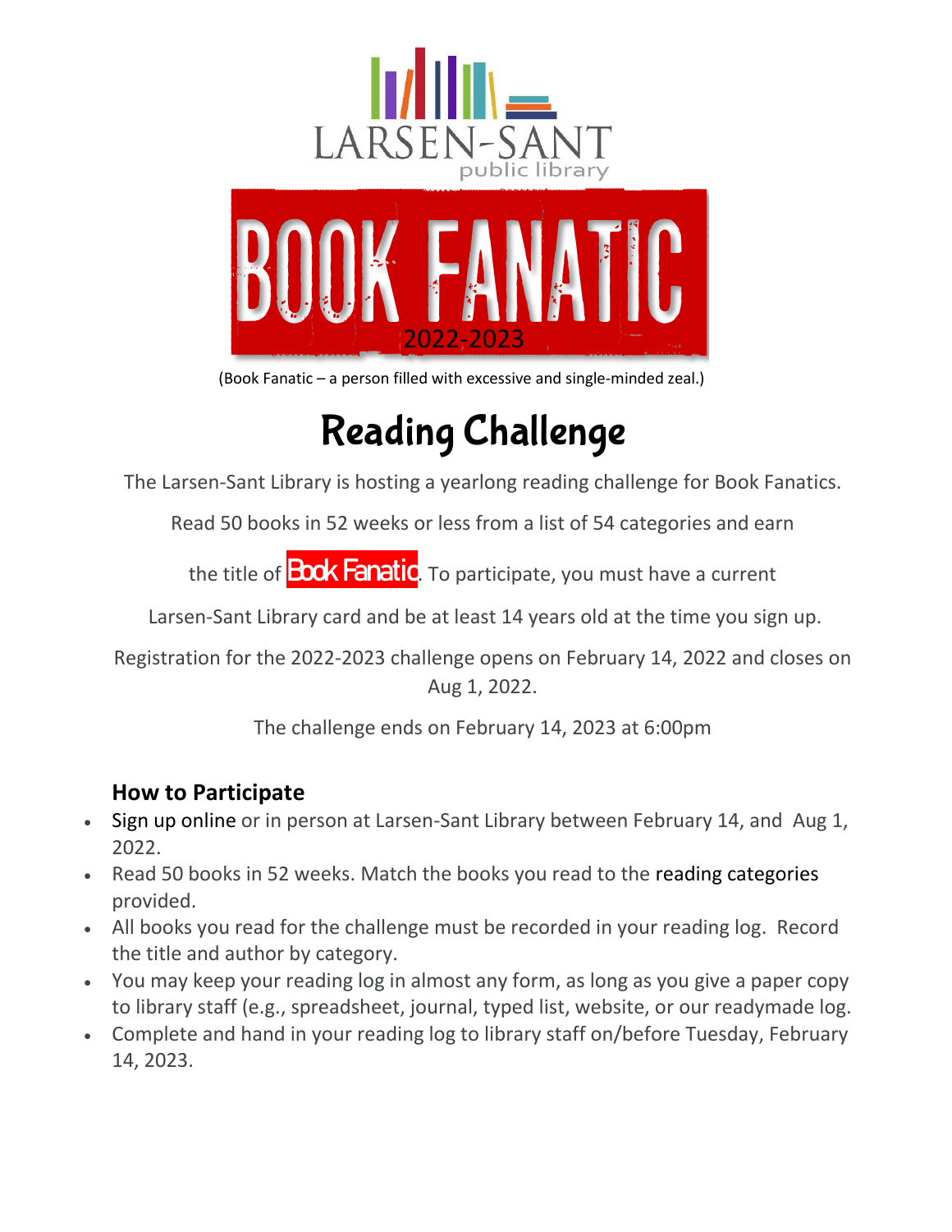LARSEN-SANT
public library

# BOOK FANATIC

2022-2023

(Book Fanatic – a person filled with excessive and single-minded zeal.)

# Reading Challenge

The Larsen-Sant Library is hosting a yearlong reading challenge for Book Fanatics.

Read 50 books in 52 weeks or less from a list of 54 categories and earn

the title of Book Fanatic. To participate, you must have a current

Larsen-Sant Library card and be at least 14 years old at the time you sign up.

Registration for the 2022-2023 challenge opens on February 14, 2022 and closes on Aug 1, 2022.

The challenge ends on February 14, 2023 at 6:00pm

## How to Participate

- Sign up online or in person at Larsen-Sant Library between February 14, and Aug 1, 2022.
- Read 50 books in 52 weeks. Match the books you read to the reading categories provided.
- All books you read for the challenge must be recorded in your reading log. Record the title and author by category.
- You may keep your reading log in almost any form, as long as you give a paper copy to library staff (e.g., spreadsheet, journal, typed list, website, or our readymade log.
- Complete and hand in your reading log to library staff on/before Tuesday, February 14, 2023.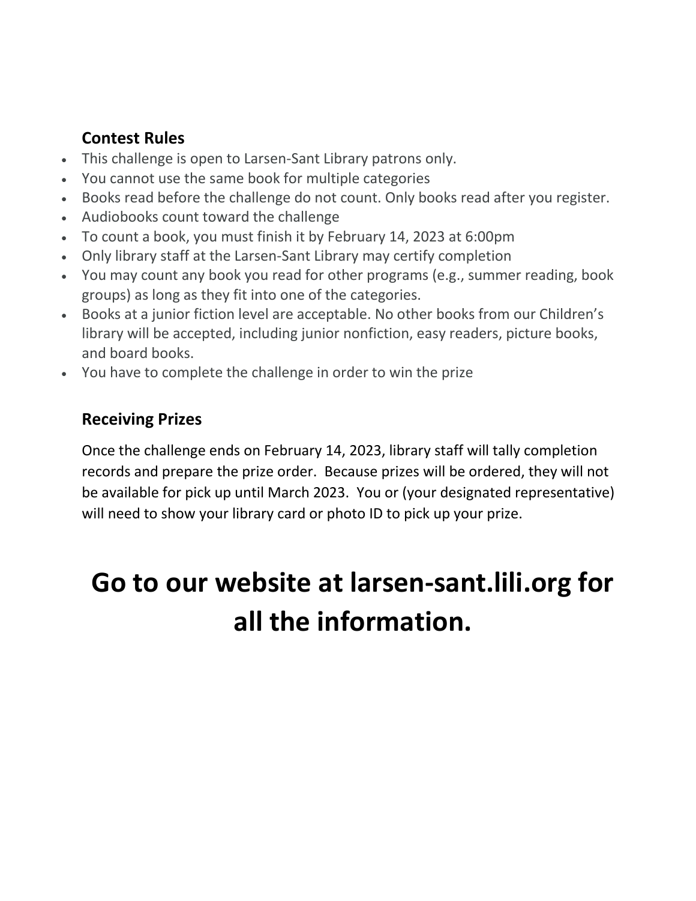## Contest Rules

- This challenge is open to Larsen-Sant Library patrons only.
- You cannot use the same book for multiple categories
- Books read before the challenge do not count. Only books read after you register.
- Audiobooks count toward the challenge
- To count a book, you must finish it by February 14, 2023 at 6:00pm
- Only library staff at the Larsen-Sant Library may certify completion
- You may count any book you read for other programs (e.g., summer reading, book groups) as long as they fit into one of the categories.
- Books at a junior fiction level are acceptable. No other books from our Children's library will be accepted, including junior nonfiction, easy readers, picture books, and board books.
- You have to complete the challenge in order to win the prize

## Receiving Prizes

Once the challenge ends on February 14, 2023, library staff will tally completion records and prepare the prize order. Because prizes will be ordered, they will not be available for pick up until March 2023. You or (your designated representative) will need to show your library card or photo ID to pick up your prize.

# Go to our website at larsen-sant.lili.org for all the information.